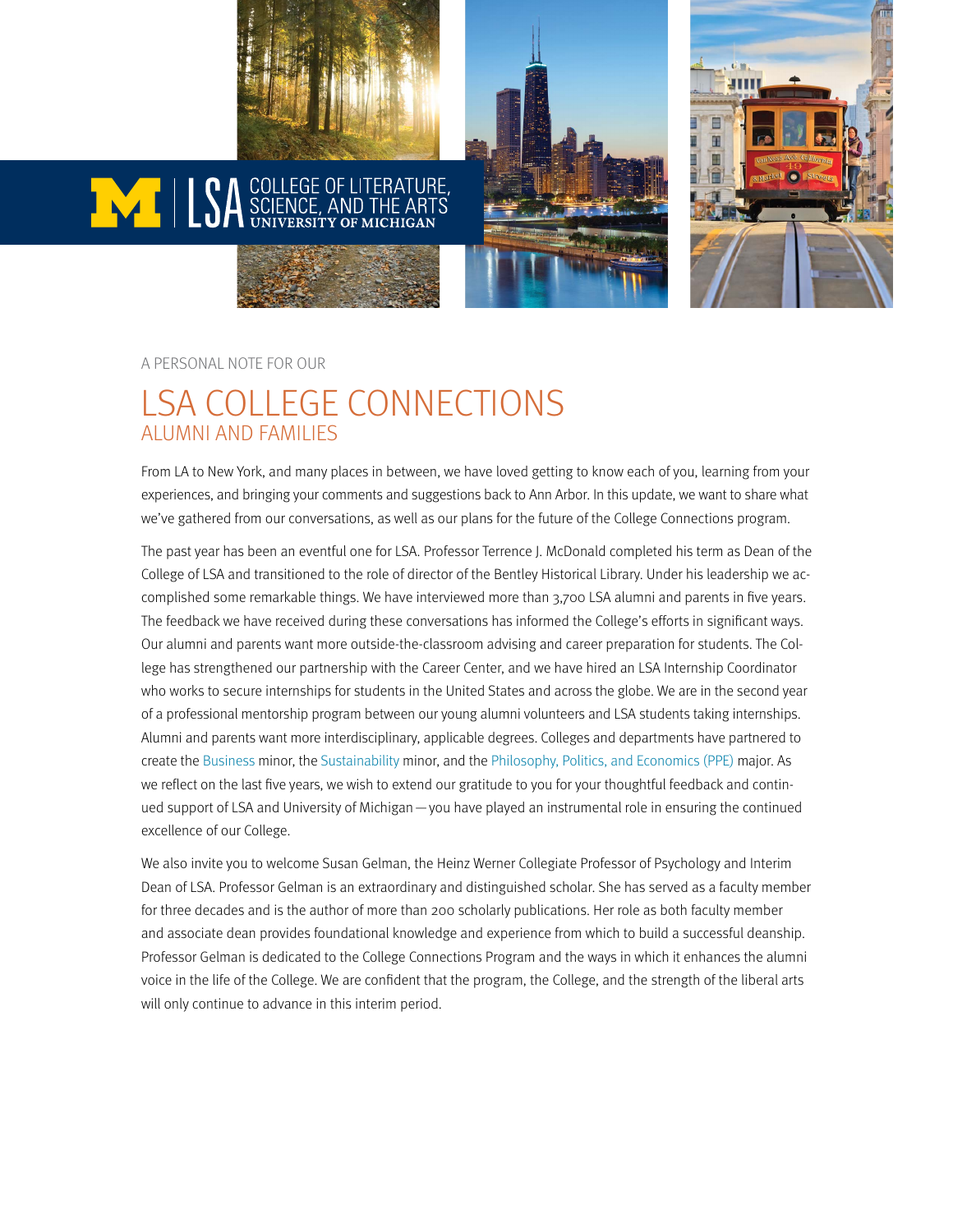COLLEGE OF LITERATURE, SCIENCE, AND THE ARTS
UNIVERSITY OF MICHIGAN

A PERSONAL NOTE FOR OUR

# LSA COLLEGE CONNECTIONS
## ALUMNI AND FAMILIES

From LA to New York, and many places in between, we have loved getting to know each of you, learning from your experiences, and bringing your comments and suggestions back to Ann Arbor. In this update, we want to share what we've gathered from our conversations, as well as our plans for the future of the College Connections program.

The past year has been an eventful one for LSA. Professor Terrence J. McDonald completed his term as Dean of the College of LSA and transitioned to the role of director of the Bentley Historical Library. Under his leadership we accomplished some remarkable things. We have interviewed more than 3,700 LSA alumni and parents in five years. The feedback we have received during these conversations has informed the College's efforts in significant ways. Our alumni and parents want more outside-the-classroom advising and career preparation for students. The College has strengthened our partnership with the Career Center, and we have hired an LSA Internship Coordinator who works to secure internships for students in the United States and across the globe. We are in the second year of a professional mentorship program between our young alumni volunteers and LSA students taking internships. Alumni and parents want more interdisciplinary, applicable degrees. Colleges and departments have partnered to create the Business minor, the Sustainability minor, and the Philosophy, Politics, and Economics (PPE) major. As we reflect on the last five years, we wish to extend our gratitude to you for your thoughtful feedback and continued support of LSA and University of Michigan—you have played an instrumental role in ensuring the continued excellence of our College.

We also invite you to welcome Susan Gelman, the Heinz Werner Collegiate Professor of Psychology and Interim Dean of LSA. Professor Gelman is an extraordinary and distinguished scholar. She has served as a faculty member for three decades and is the author of more than 200 scholarly publications. Her role as both faculty member and associate dean provides foundational knowledge and experience from which to build a successful deanship. Professor Gelman is dedicated to the College Connections Program and the ways in which it enhances the alumni voice in the life of the College. We are confident that the program, the College, and the strength of the liberal arts will only continue to advance in this interim period.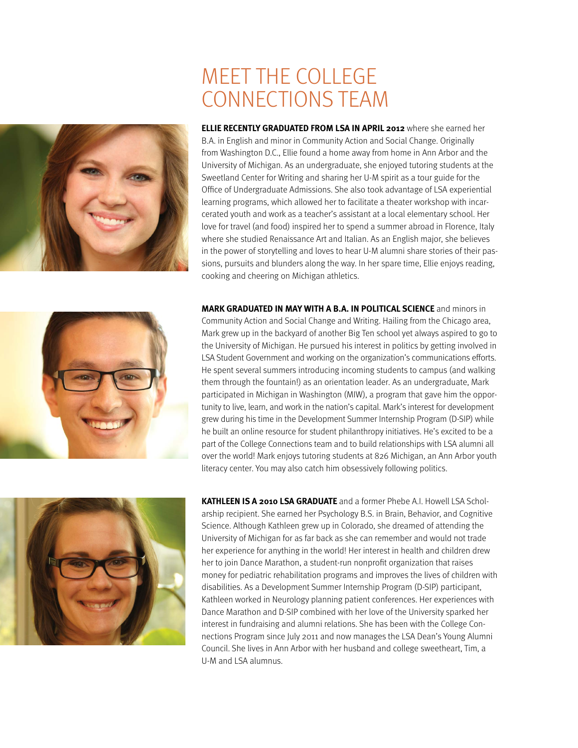# MEET THE COLLEGE CONNECTIONS TEAM

**ELLIE RECENTLY GRADUATED FROM LSA IN APRIL 2012** where she earned her B.A. in English and minor in Community Action and Social Change. Originally from Washington D.C., Ellie found a home away from home in Ann Arbor and the University of Michigan. As an undergraduate, she enjoyed tutoring students at the Sweetland Center for Writing and sharing her U-M spirit as a tour guide for the Office of Undergraduate Admissions. She also took advantage of LSA experiential learning programs, which allowed her to facilitate a theater workshop with incarcerated youth and work as a teacher's assistant at a local elementary school. Her love for travel (and food) inspired her to spend a summer abroad in Florence, Italy where she studied Renaissance Art and Italian. As an English major, she believes in the power of storytelling and loves to hear U-M alumni share stories of their passions, pursuits and blunders along the way. In her spare time, Ellie enjoys reading, cooking and cheering on Michigan athletics.

**MARK GRADUATED IN MAY WITH A B.A. IN POLITICAL SCIENCE** and minors in Community Action and Social Change and Writing. Hailing from the Chicago area, Mark grew up in the backyard of another Big Ten school yet always aspired to go to the University of Michigan. He pursued his interest in politics by getting involved in LSA Student Government and working on the organization's communications efforts. He spent several summers introducing incoming students to campus (and walking them through the fountain!) as an orientation leader. As an undergraduate, Mark participated in Michigan in Washington (MIW), a program that gave him the opportunity to live, learn, and work in the nation's capital. Mark's interest for development grew during his time in the Development Summer Internship Program (D-SIP) while he built an online resource for student philanthropy initiatives. He's excited to be a part of the College Connections team and to build relationships with LSA alumni all over the world! Mark enjoys tutoring students at 826 Michigan, an Ann Arbor youth literacy center. You may also catch him obsessively following politics.

**KATHLEEN IS A 2010 LSA GRADUATE** and a former Phebe A.I. Howell LSA Scholarship recipient. She earned her Psychology B.S. in Brain, Behavior, and Cognitive Science. Although Kathleen grew up in Colorado, she dreamed of attending the University of Michigan for as far back as she can remember and would not trade her experience for anything in the world! Her interest in health and children drew her to join Dance Marathon, a student-run nonprofit organization that raises money for pediatric rehabilitation programs and improves the lives of children with disabilities. As a Development Summer Internship Program (D-SIP) participant, Kathleen worked in Neurology planning patient conferences. Her experiences with Dance Marathon and D-SIP combined with her love of the University sparked her interest in fundraising and alumni relations. She has been with the College Connections Program since July 2011 and now manages the LSA Dean's Young Alumni Council. She lives in Ann Arbor with her husband and college sweetheart, Tim, a U-M and LSA alumnus.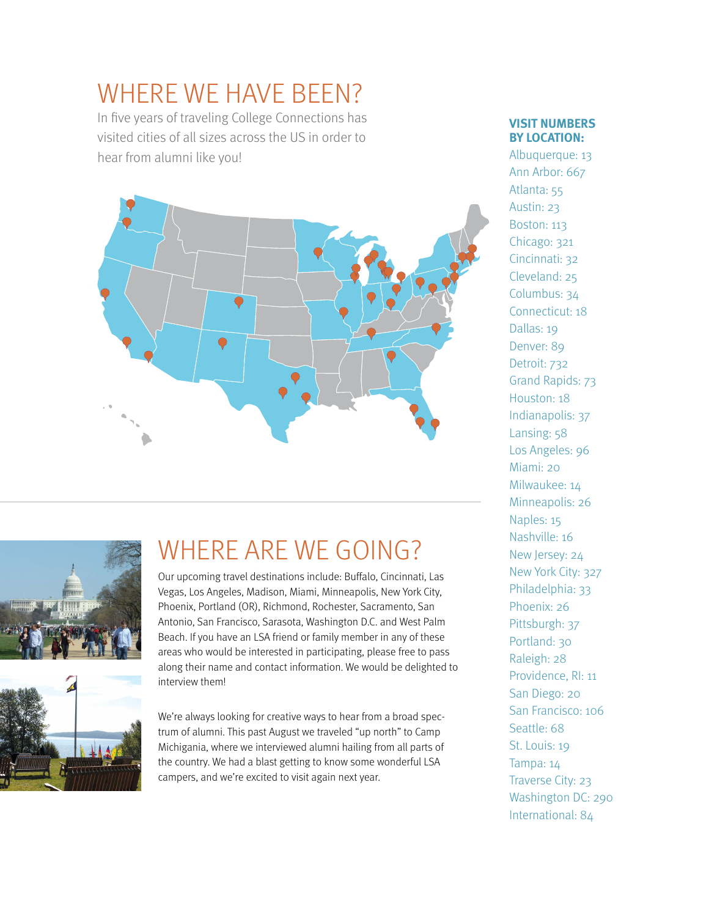# WHERE WE HAVE BEEN?

In five years of traveling College Connections has visited cities of all sizes across the US in order to hear from alumni like you!

**VISIT NUMBERS BY LOCATION:**

Albuquerque: 13
Ann Arbor: 667
Atlanta: 55
Austin: 23
Boston: 113
Chicago: 321
Cincinnati: 32
Cleveland: 25
Columbus: 34
Connecticut: 18
Dallas: 19
Denver: 89
Detroit: 732
Grand Rapids: 73
Houston: 18
Indianapolis: 37
Lansing: 58
Los Angeles: 96
Miami: 20
Milwaukee: 14
Minneapolis: 26
Naples: 15
Nashville: 16
New Jersey: 24
New York City: 327
Philadelphia: 33
Phoenix: 26
Pittsburgh: 37
Portland: 30
Raleigh: 28
Providence, RI: 11
San Diego: 20
San Francisco: 106
Seattle: 68
St. Louis: 19
Tampa: 14
Traverse City: 23
Washington DC: 290
International: 84

# WHERE ARE WE GOING?

Our upcoming travel destinations include: Buffalo, Cincinnati, Las Vegas, Los Angeles, Madison, Miami, Minneapolis, New York City, Phoenix, Portland (OR), Richmond, Rochester, Sacramento, San Antonio, San Francisco, Sarasota, Washington D.C. and West Palm Beach. If you have an LSA friend or family member in any of these areas who would be interested in participating, please free to pass along their name and contact information. We would be delighted to interview them!

We're always looking for creative ways to hear from a broad spectrum of alumni. This past August we traveled "up north" to Camp Michigania, where we interviewed alumni hailing from all parts of the country. We had a blast getting to know some wonderful LSA campers, and we're excited to visit again next year.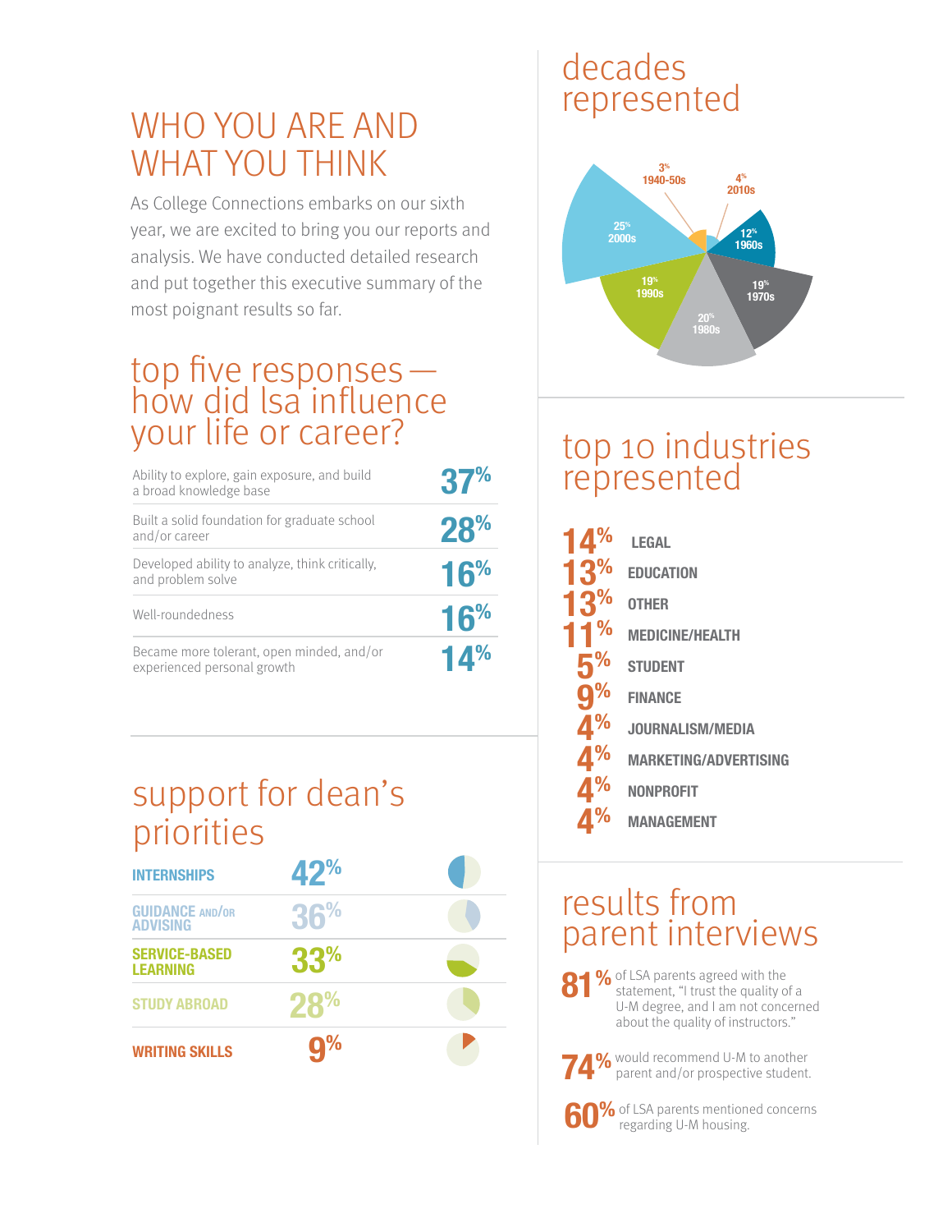# WHO YOU ARE AND WHAT YOU THINK

As College Connections embarks on our sixth year, we are excited to bring you our reports and analysis. We have conducted detailed research and put together this executive summary of the most poignant results so far.

## top five responses — how did lsa influence your life or career?

| Response | % |
|---|---|
| Ability to explore, gain exposure, and build a broad knowledge base | 37% |
| Built a solid foundation for graduate school and/or career | 28% |
| Developed ability to analyze, think critically, and problem solve | 16% |
| Well-roundedness | 16% |
| Became more tolerant, open minded, and/or experienced personal growth | 14% |

## support for dean's priorities

| Priority | % |
|---|---|
| INTERNSHIPS | 42% |
| GUIDANCE AND/OR ADVISING | 36% |
| SERVICE-BASED LEARNING | 33% |
| STUDY ABROAD | 28% |
| WRITING SKILLS | 9% |

## decades represented

| Decade | % |
|---|---|
| 1940-50s | 3% |
| 1960s | 12% |
| 1970s | 19% |
| 1980s | 20% |
| 1990s | 19% |
| 2000s | 25% |
| 2010s | 4% |

## top 10 industries represented

| % | Industry |
|---|---|
| 14% | LEGAL |
| 13% | EDUCATION |
| 13% | OTHER |
| 11% | MEDICINE/HEALTH |
| 5% | STUDENT |
| 9% | FINANCE |
| 4% | JOURNALISM/MEDIA |
| 4% | MARKETING/ADVERTISING |
| 4% | NONPROFIT |
| 4% | MANAGEMENT |

## results from parent interviews

**81%** of LSA parents agreed with the statement, "I trust the quality of a U-M degree, and I am not concerned about the quality of instructors."

**74%** would recommend U-M to another parent and/or prospective student.

**60%** of LSA parents mentioned concerns regarding U-M housing.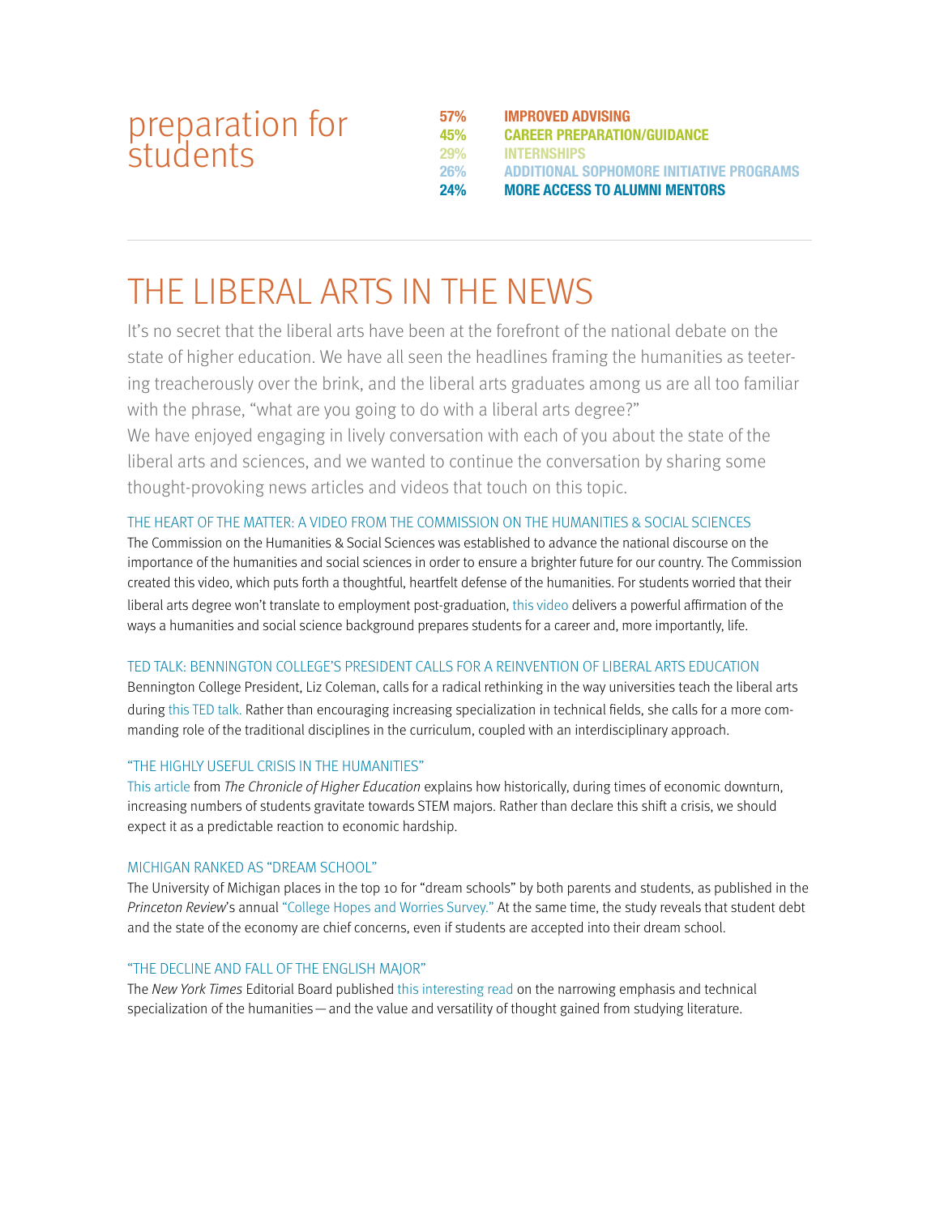## preparation for students

**57%** **IMPROVED ADVISING**
**45%** **CAREER PREPARATION/GUIDANCE**
**29%** **INTERNSHIPS**
**26%** **ADDITIONAL SOPHOMORE INITIATIVE PROGRAMS**
**24%** **MORE ACCESS TO ALUMNI MENTORS**

---

# THE LIBERAL ARTS IN THE NEWS

It's no secret that the liberal arts have been at the forefront of the national debate on the state of higher education. We have all seen the headlines framing the humanities as teetering treacherously over the brink, and the liberal arts graduates among us are all too familiar with the phrase, "what are you going to do with a liberal arts degree?"

We have enjoyed engaging in lively conversation with each of you about the state of the liberal arts and sciences, and we wanted to continue the conversation by sharing some thought-provoking news articles and videos that touch on this topic.

### THE HEART OF THE MATTER: A VIDEO FROM THE COMMISSION ON THE HUMANITIES & SOCIAL SCIENCES

The Commission on the Humanities & Social Sciences was established to advance the national discourse on the importance of the humanities and social sciences in order to ensure a brighter future for our country. The Commission created this video, which puts forth a thoughtful, heartfelt defense of the humanities. For students worried that their liberal arts degree won't translate to employment post-graduation, this video delivers a powerful affirmation of the ways a humanities and social science background prepares students for a career and, more importantly, life.

### TED TALK: BENNINGTON COLLEGE'S PRESIDENT CALLS FOR A REINVENTION OF LIBERAL ARTS EDUCATION

Bennington College President, Liz Coleman, calls for a radical rethinking in the way universities teach the liberal arts during this TED talk. Rather than encouraging increasing specialization in technical fields, she calls for a more commanding role of the traditional disciplines in the curriculum, coupled with an interdisciplinary approach.

### "THE HIGHLY USEFUL CRISIS IN THE HUMANITIES"

This article from *The Chronicle of Higher Education* explains how historically, during times of economic downturn, increasing numbers of students gravitate towards STEM majors. Rather than declare this shift a crisis, we should expect it as a predictable reaction to economic hardship.

### MICHIGAN RANKED AS "DREAM SCHOOL"

The University of Michigan places in the top 10 for "dream schools" by both parents and students, as published in the *Princeton Review*'s annual "College Hopes and Worries Survey." At the same time, the study reveals that student debt and the state of the economy are chief concerns, even if students are accepted into their dream school.

### "THE DECLINE AND FALL OF THE ENGLISH MAJOR"

The *New York Times* Editorial Board published this interesting read on the narrowing emphasis and technical specialization of the humanities — and the value and versatility of thought gained from studying literature.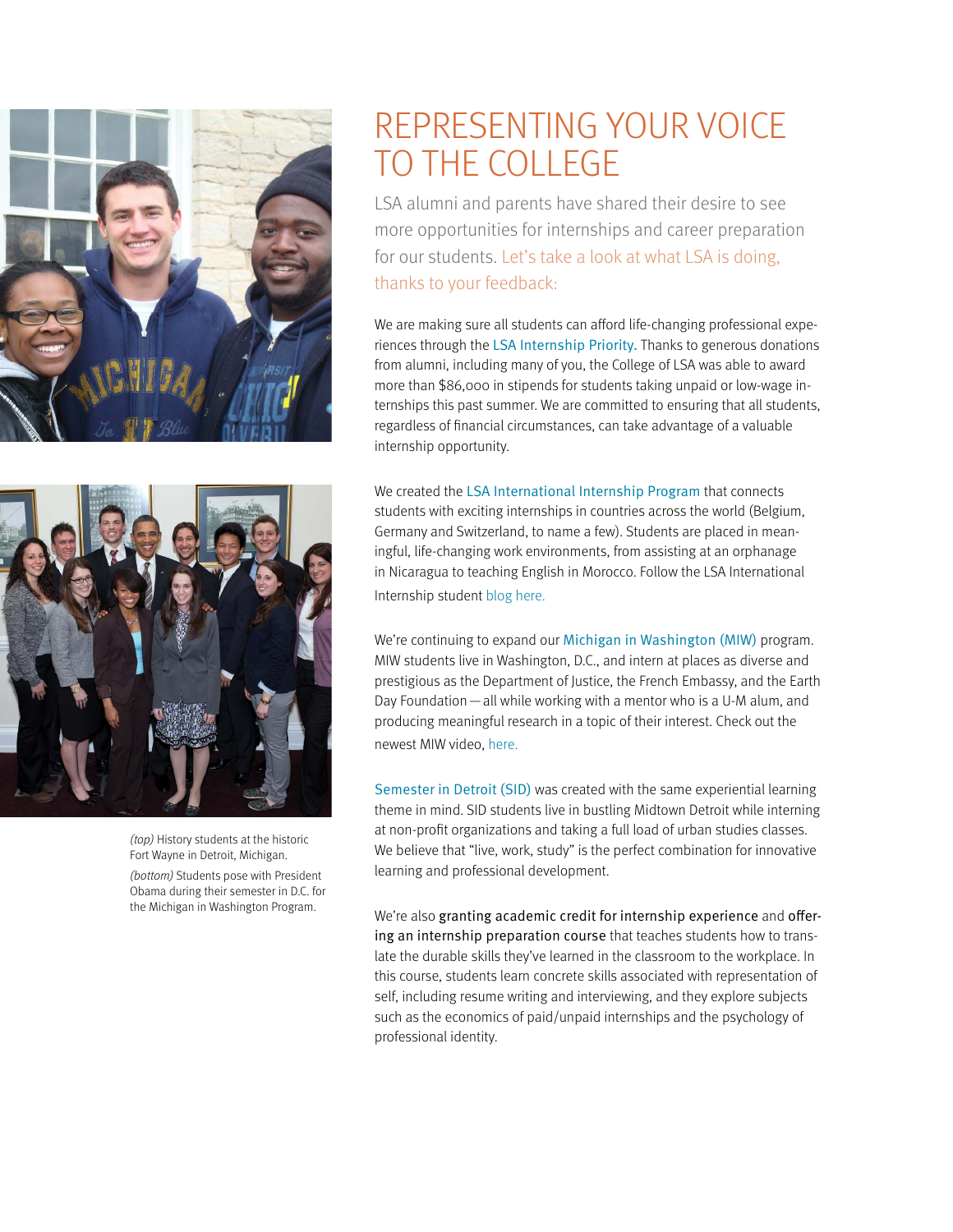# REPRESENTING YOUR VOICE TO THE COLLEGE

LSA alumni and parents have shared their desire to see more opportunities for internships and career preparation for our students. Let's take a look at what LSA is doing, thanks to your feedback:

We are making sure all students can afford life-changing professional experiences through the LSA Internship Priority. Thanks to generous donations from alumni, including many of you, the College of LSA was able to award more than $86,000 in stipends for students taking unpaid or low-wage internships this past summer. We are committed to ensuring that all students, regardless of financial circumstances, can take advantage of a valuable internship opportunity.

We created the LSA International Internship Program that connects students with exciting internships in countries across the world (Belgium, Germany and Switzerland, to name a few). Students are placed in meaningful, life-changing work environments, from assisting at an orphanage in Nicaragua to teaching English in Morocco. Follow the LSA International Internship student blog here.

We're continuing to expand our Michigan in Washington (MIW) program. MIW students live in Washington, D.C., and intern at places as diverse and prestigious as the Department of Justice, the French Embassy, and the Earth Day Foundation — all while working with a mentor who is a U-M alum, and producing meaningful research in a topic of their interest. Check out the newest MIW video, here.

Semester in Detroit (SID) was created with the same experiential learning theme in mind. SID students live in bustling Midtown Detroit while interning at non-profit organizations and taking a full load of urban studies classes. We believe that "live, work, study" is the perfect combination for innovative learning and professional development.

We're also granting academic credit for internship experience and offering an internship preparation course that teaches students how to translate the durable skills they've learned in the classroom to the workplace. In this course, students learn concrete skills associated with representation of self, including resume writing and interviewing, and they explore subjects such as the economics of paid/unpaid internships and the psychology of professional identity.

*(top)* History students at the historic Fort Wayne in Detroit, Michigan.

*(bottom)* Students pose with President Obama during their semester in D.C. for the Michigan in Washington Program.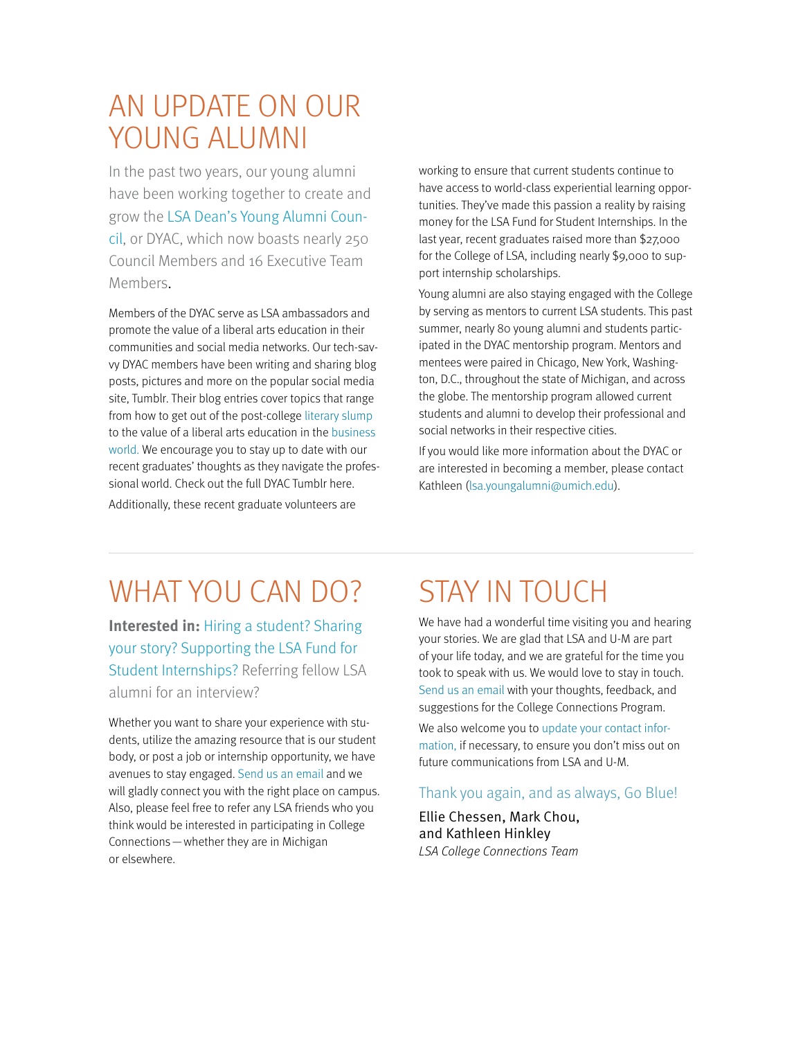# AN UPDATE ON OUR YOUNG ALUMNI

In the past two years, our young alumni have been working together to create and grow the LSA Dean's Young Alumni Council, or DYAC, which now boasts nearly 250 Council Members and 16 Executive Team Members.

Members of the DYAC serve as LSA ambassadors and promote the value of a liberal arts education in their communities and social media networks. Our tech-savvy DYAC members have been writing and sharing blog posts, pictures and more on the popular social media site, Tumblr. Their blog entries cover topics that range from how to get out of the post-college literary slump to the value of a liberal arts education in the business world. We encourage you to stay up to date with our recent graduates' thoughts as they navigate the professional world. Check out the full DYAC Tumblr here.

Additionally, these recent graduate volunteers are working to ensure that current students continue to have access to world-class experiential learning opportunities. They've made this passion a reality by raising money for the LSA Fund for Student Internships. In the last year, recent graduates raised more than $27,000 for the College of LSA, including nearly $9,000 to support internship scholarships.

Young alumni are also staying engaged with the College by serving as mentors to current LSA students. This past summer, nearly 80 young alumni and students participated in the DYAC mentorship program. Mentors and mentees were paired in Chicago, New York, Washington, D.C., throughout the state of Michigan, and across the globe. The mentorship program allowed current students and alumni to develop their professional and social networks in their respective cities.

If you would like more information about the DYAC or are interested in becoming a member, please contact Kathleen (lsa.youngalumni@umich.edu).

# WHAT YOU CAN DO?

**Interested in:** Hiring a student? Sharing your story? Supporting the LSA Fund for Student Internships? Referring fellow LSA alumni for an interview?

Whether you want to share your experience with students, utilize the amazing resource that is our student body, or post a job or internship opportunity, we have avenues to stay engaged. Send us an email and we will gladly connect you with the right place on campus. Also, please feel free to refer any LSA friends who you think would be interested in participating in College Connections — whether they are in Michigan or elsewhere.

# STAY IN TOUCH

We have had a wonderful time visiting you and hearing your stories. We are glad that LSA and U-M are part of your life today, and we are grateful for the time you took to speak with us. We would love to stay in touch. Send us an email with your thoughts, feedback, and suggestions for the College Connections Program.

We also welcome you to update your contact information, if necessary, to ensure you don't miss out on future communications from LSA and U-M.

Thank you again, and as always, Go Blue!

Ellie Chessen, Mark Chou, and Kathleen Hinkley
*LSA College Connections Team*